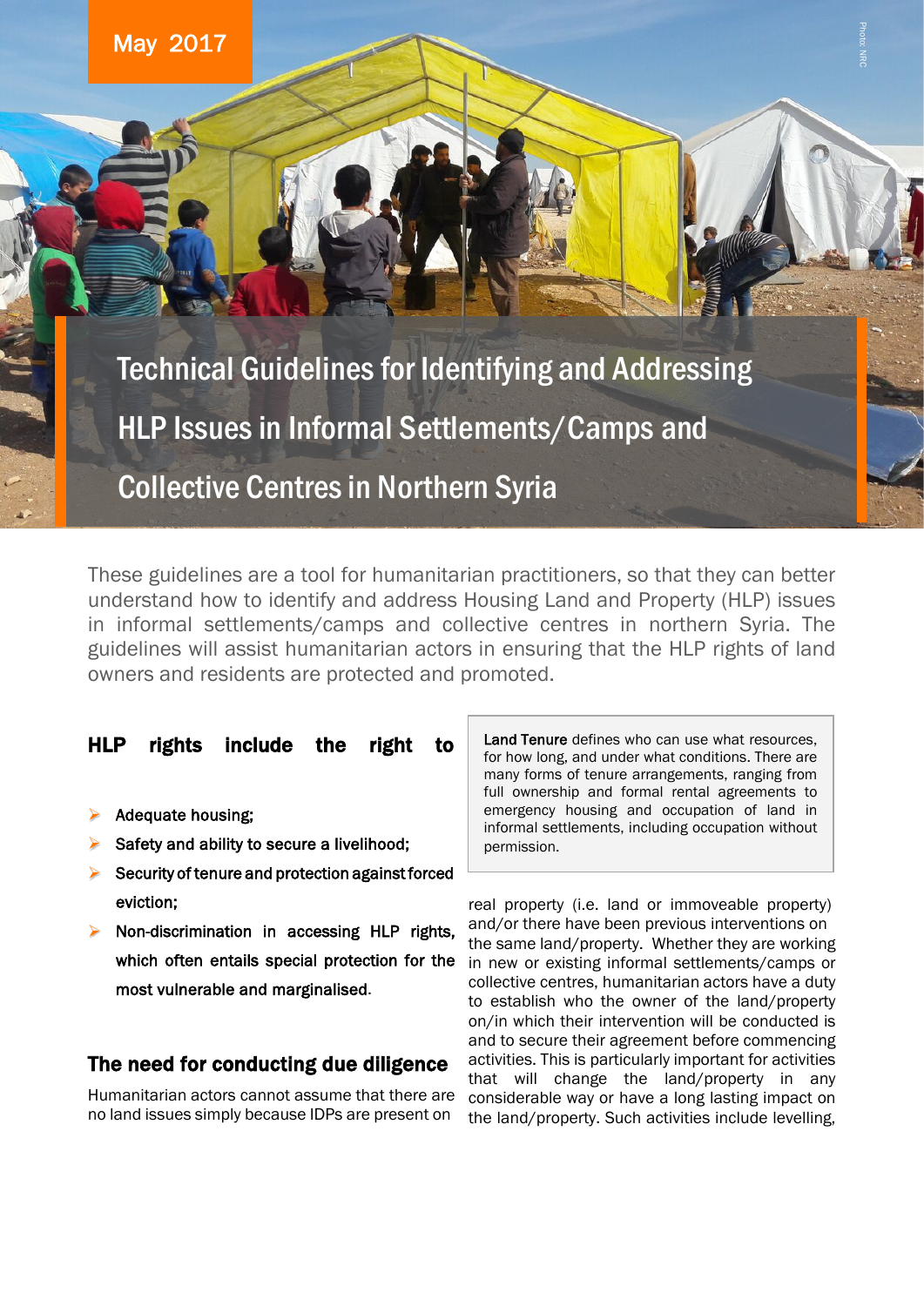May 2017

# Technical Guidelines for Identifying and Addressing HLP Issues in Informal Settlements/Camps and Collective Centres in Northern Syria

These guidelines are a tool for humanitarian practitioners, so that they can better understand how to identify and address Housing Land and Property (HLP) issues in informal settlements/camps and collective centres in northern Syria. The guidelines will assist humanitarian actors in ensuring that the HLP rights of land owners and residents are protected and promoted.

### HLP rights include the right to

- Adequate housing;
- Safety and ability to secure a livelihood;
- Security of tenure and protection against forced eviction;
- Non-discrimination in accessing HLP rights, which often entails special protection for the most vulnerable and marginalised.

**Land Tenure** defines who can use what resources, for how long, and under what conditions. There are many forms of tenure arrangements, ranging from full ownership and formal rental agreements to emergency housing and occupation of land in informal settlements, including occupation without permission.

## The need for conducting due diligence

Humanitarian actors cannot assume that there are no land issues simply because IDPs are present on real property (i.e. land or immoveable property) and/or there have been previous interventions on the same land/property. Whether they are working in new or existing informal settlements/camps or collective centres, humanitarian actors have a duty to establish who the owner of the land/property on/in which their intervention will be conducted is and to secure their agreement before commencing activities. This is particularly important for activities that will change the land/property in any considerable way or have a long lasting impact on the land/property. Such activities include levelling,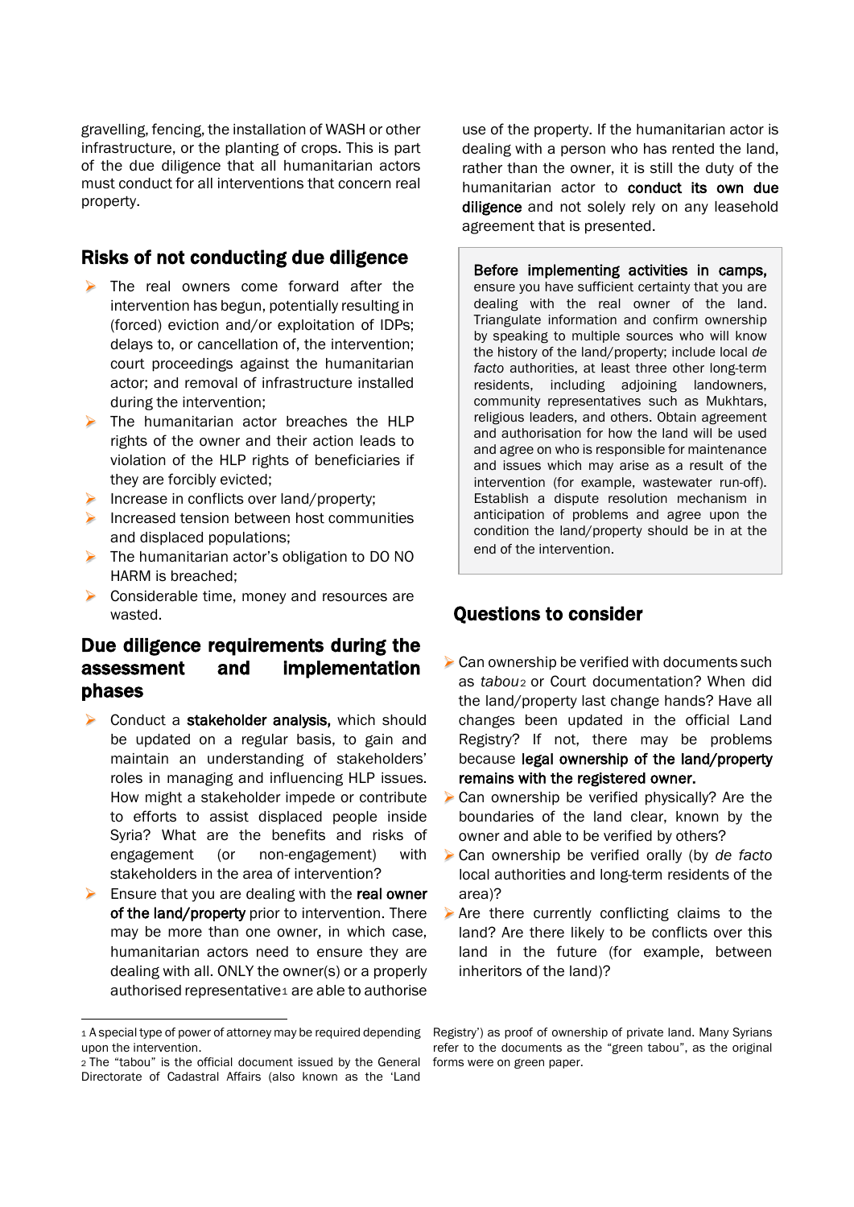gravelling, fencing, the installation of WASH or other infrastructure, or the planting of crops. This is part of the due diligence that all humanitarian actors must conduct for all interventions that concern real property.

## Risks of not conducting due diligence

- The real owners come forward after the intervention has begun, potentially resulting in (forced) eviction and/or exploitation of IDPs; delays to, or cancellation of, the intervention; court proceedings against the humanitarian actor; and removal of infrastructure installed during the intervention;
- The humanitarian actor breaches the HLP rights of the owner and their action leads to violation of the HLP rights of beneficiaries if they are forcibly evicted;
- Increase in conflicts over land/property;
- Increased tension between host communities and displaced populations;
- The humanitarian actor's obligation to DO NO HARM is breached;
- Considerable time, money and resources are wasted.

## Due diligence requirements during the assessment and implementation phases

- Conduct a **stakeholder analysis,** which should be updated on a regular basis, to gain and maintain an understanding of stakeholders' roles in managing and influencing HLP issues. How might a stakeholder impede or contribute to efforts to assist displaced people inside Syria? What are the benefits and risks of engagement (or non-engagement) with stakeholders in the area of intervention?
- Ensure that you are dealing with the **real owner of the land/property** prior to intervention. There may be more than one owner, in which case, humanitarian actors need to ensure they are dealing with all. ONLY the owner(s) or a properly authorised representative[1] are able to authorise use of the property. If the humanitarian actor is dealing with a person who has rented the land, rather than the owner, it is still the duty of the humanitarian actor to **conduct its own due diligence** and not solely rely on any leasehold agreement that is presented.

> **Before implementing activities in camps,** ensure you have sufficient certainty that you are dealing with the real owner of the land. Triangulate information and confirm ownership by speaking to multiple sources who will know the history of the land/property; include local *de facto* authorities, at least three other long-term residents, including adjoining landowners, community representatives such as Mukhtars, religious leaders, and others. Obtain agreement and authorisation for how the land will be used and agree on who is responsible for maintenance and issues which may arise as a result of the intervention (for example, wastewater run-off). Establish a dispute resolution mechanism in anticipation of problems and agree upon the condition the land/property should be in at the end of the intervention.

## Questions to consider

- Can ownership be verified with documents such as *tabou*[2] or Court documentation? When did the land/property last change hands? Have all changes been updated in the official Land Registry? If not, there may be problems because **legal ownership of the land/property remains with the registered owner.**
- Can ownership be verified physically? Are the boundaries of the land clear, known by the owner and able to be verified by others?
- Can ownership be verified orally (by *de facto* local authorities and long-term residents of the area)?
- Are there currently conflicting claims to the land? Are there likely to be conflicts over this land in the future (for example, between inheritors of the land)?

---

[1] A special type of power of attorney may be required depending upon the intervention.

[2] The "tabou" is the official document issued by the General Directorate of Cadastral Affairs (also known as the 'Land Registry') as proof of ownership of private land. Many Syrians refer to the documents as the "green tabou", as the original forms were on green paper.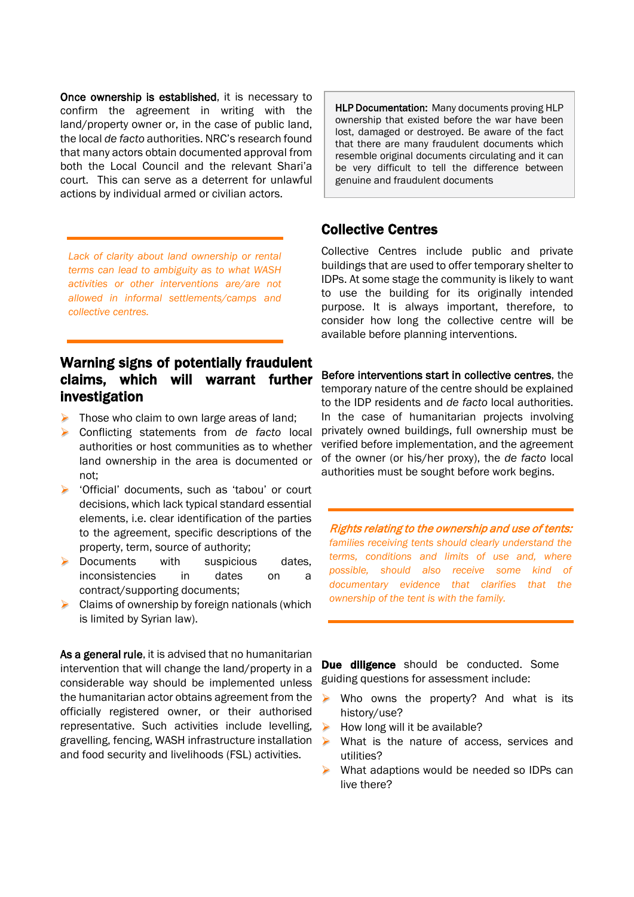**Once ownership is established**, it is necessary to confirm the agreement in writing with the land/property owner or, in the case of public land, the local *de facto* authorities. NRC's research found that many actors obtain documented approval from both the Local Council and the relevant Shari'a court. This can serve as a deterrent for unlawful actions by individual armed or civilian actors.

*Lack of clarity about land ownership or rental terms can lead to ambiguity as to what WASH activities or other interventions are/are not allowed in informal settlements/camps and collective centres.*

## Warning signs of potentially fraudulent claims, which will warrant further investigation

- Those who claim to own large areas of land;
- Conflicting statements from *de facto* local authorities or host communities as to whether land ownership in the area is documented or not;
- 'Official' documents, such as 'tabou' or court decisions, which lack typical standard essential elements, i.e. clear identification of the parties to the agreement, specific descriptions of the property, term, source of authority;
- Documents with suspicious dates, inconsistencies in dates on a contract/supporting documents;
- Claims of ownership by foreign nationals (which is limited by Syrian law).

**As a general rule**, it is advised that no humanitarian intervention that will change the land/property in a considerable way should be implemented unless the humanitarian actor obtains agreement from the officially registered owner, or their authorised representative. Such activities include levelling, gravelling, fencing, WASH infrastructure installation and food security and livelihoods (FSL) activities.

**HLP Documentation:** Many documents proving HLP ownership that existed before the war have been lost, damaged or destroyed. Be aware of the fact that there are many fraudulent documents which resemble original documents circulating and it can be very difficult to tell the difference between genuine and fraudulent documents

## Collective Centres

Collective Centres include public and private buildings that are used to offer temporary shelter to IDPs. At some stage the community is likely to want to use the building for its originally intended purpose. It is always important, therefore, to consider how long the collective centre will be available before planning interventions.

**Before interventions start in collective centres**, the temporary nature of the centre should be explained to the IDP residents and *de facto* local authorities. In the case of humanitarian projects involving privately owned buildings, full ownership must be verified before implementation, and the agreement of the owner (or his/her proxy), the *de facto* local authorities must be sought before work begins.

***Rights relating to the ownership and use of tents:*** *families receiving tents should clearly understand the terms, conditions and limits of use and, where possible, should also receive some kind of documentary evidence that clarifies that the ownership of the tent is with the family.*

**Due diligence** should be conducted. Some guiding questions for assessment include:

- Who owns the property? And what is its history/use?
- How long will it be available?
- What is the nature of access, services and utilities?
- What adaptions would be needed so IDPs can live there?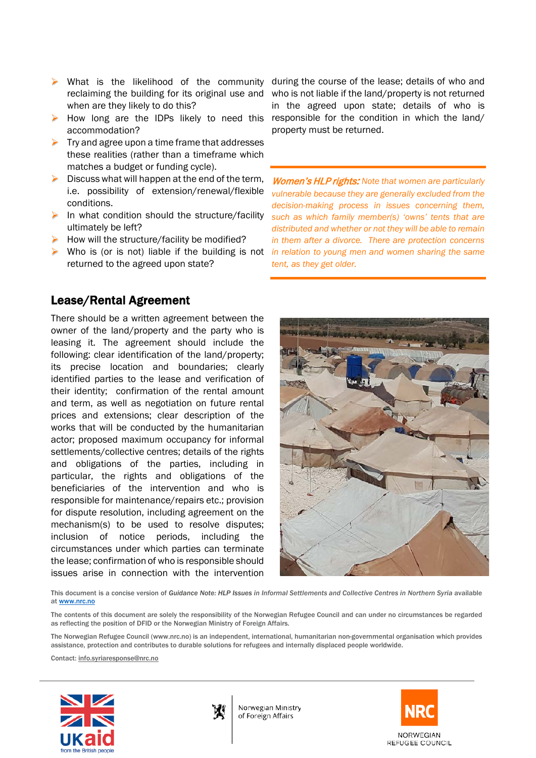- What is the likelihood of the community reclaiming the building for its original use and when are they likely to do this?
- How long are the IDPs likely to need this accommodation?
- Try and agree upon a time frame that addresses these realities (rather than a timeframe which matches a budget or funding cycle).
- Discuss what will happen at the end of the term, i.e. possibility of extension/renewal/flexible conditions.
- In what condition should the structure/facility ultimately be left?
- How will the structure/facility be modified?
- Who is (or is not) liable if the building is not returned to the agreed upon state?

## Lease/Rental Agreement

There should be a written agreement between the owner of the land/property and the party who is leasing it. The agreement should include the following: clear identification of the land/property; its precise location and boundaries; clearly identified parties to the lease and verification of their identity; confirmation of the rental amount and term, as well as negotiation on future rental prices and extensions; clear description of the works that will be conducted by the humanitarian actor; proposed maximum occupancy for informal settlements/collective centres; details of the rights and obligations of the parties, including in particular, the rights and obligations of the beneficiaries of the intervention and who is responsible for maintenance/repairs etc.; provision for dispute resolution, including agreement on the mechanism(s) to be used to resolve disputes; inclusion of notice periods, including the circumstances under which parties can terminate the lease; confirmation of who is responsible should issues arise in connection with the intervention during the course of the lease; details of who and who is not liable if the land/property is not returned in the agreed upon state; details of who is responsible for the condition in which the land/property must be returned.

***Women's HLP rights:*** *Note that women are particularly vulnerable because they are generally excluded from the decision-making process in issues concerning them, such as which family member(s) 'owns' tents that are distributed and whether or not they will be able to remain in them after a divorce. There are protection concerns in relation to young men and women sharing the same tent, as they get older.*

This document is a concise version of *Guidance Note: HLP Issues in Informal Settlements and Collective Centres in Northern Syria* available at www.nrc.no

The contents of this document are solely the responsibility of the Norwegian Refugee Council and can under no circumstances be regarded as reflecting the position of DFID or the Norwegian Ministry of Foreign Affairs.

The Norwegian Refugee Council (www.nrc.no) is an independent, international, humanitarian non-governmental organisation which provides assistance, protection and contributes to durable solutions for refugees and internally displaced people worldwide.

Contact: info.syriaresponse@nrc.no

UKaid from the British people

Norwegian Ministry of Foreign Affairs

NRC NORWEGIAN REFUGEE COUNCIL